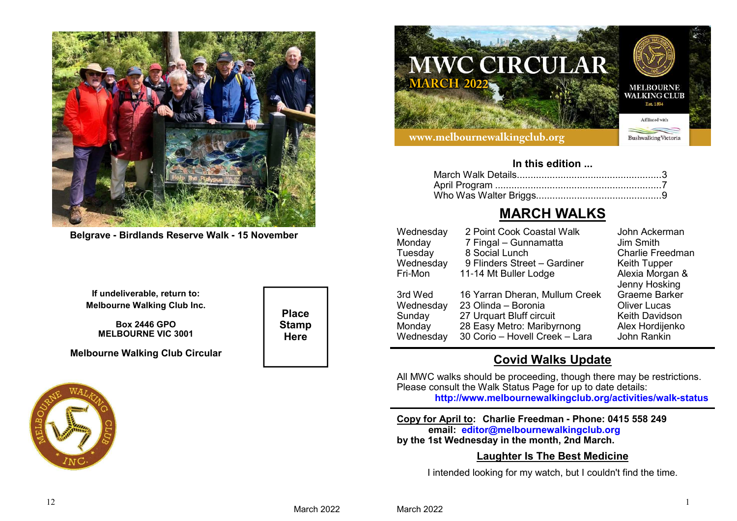Belgrave - Birdlands Reserve Walk - 15 November

If undeliverable, return to:
Melbourne Walking Club Inc.

Box 2446 GPO
MELBOURNE VIC 3001

Melbourne Walking Club Circular

**Place Stamp Here**

# MWC CIRCULAR

## MARCH 2022

MELBOURNE WALKING CLUB
Est. 1894

Affiliated with Bushwalking Victoria

www.melbournewalkingclub.org

### In this edition ...

March Walk Details......................................................3
April Program ..............................................................7
Who Was Walter Briggs..............................................9

## MARCH WALKS

| | | |
|---|---|---|
| Wednesday | 2 Point Cook Coastal Walk | John Ackerman |
| Monday | 7 Fingal – Gunnamatta | Jim Smith |
| Tuesday | 8 Social Lunch | Charlie Freedman |
| Wednesday | 9 Flinders Street – Gardiner | Keith Tupper |
| Fri-Mon | 11-14 Mt Buller Lodge | Alexia Morgan & Jenny Hosking |
| 3rd Wed | 16 Yarran Dheran, Mullum Creek | Graeme Barker |
| Wednesday | 23 Olinda – Boronia | Oliver Lucas |
| Sunday | 27 Urquart Bluff circuit | Keith Davidson |
| Monday | 28 Easy Metro: Maribyrnong | Alex Hordijenko |
| Wednesday | 30 Corio – Hovell Creek – Lara | John Rankin |

## Covid Walks Update

All MWC walks should be proceeding, though there may be restrictions. Please consult the Walk Status Page for up to date details:
**http://www.melbournewalkingclub.org/activities/walk-status**

**Copy for April to: Charlie Freedman - Phone: 0415 558 249**
**email: editor@melbournewalkingclub.org**
**by the 1st Wednesday in the month, 2nd March.**

## Laughter Is The Best Medicine

I intended looking for my watch, but I couldn't find the time.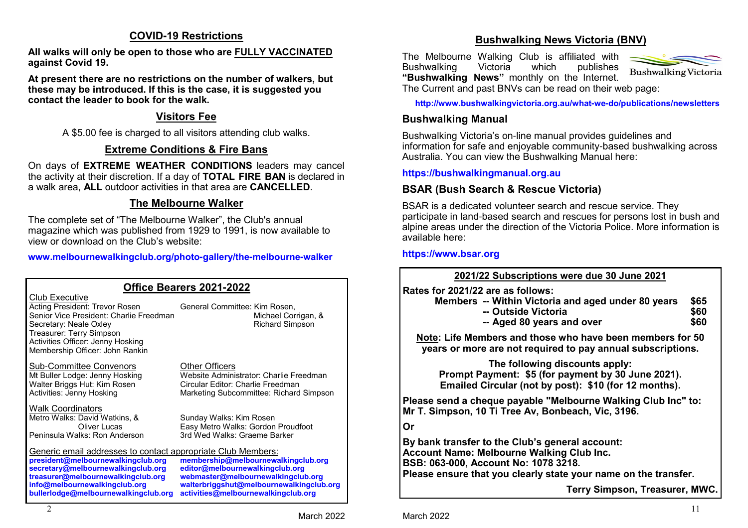## COVID-19 Restrictions

**All walks will only be open to those who are FULLY VACCINATED against Covid 19.**

**At present there are no restrictions on the number of walkers, but these may be introduced. If this is the case, it is suggested you contact the leader to book for the walk.**

## Visitors Fee

A $5.00 fee is charged to all visitors attending club walks.

## Extreme Conditions & Fire Bans

On days of **EXTREME WEATHER CONDITIONS** leaders may cancel the activity at their discretion. If a day of **TOTAL FIRE BAN** is declared in a walk area, **ALL** outdoor activities in that area are **CANCELLED**.

## The Melbourne Walker

The complete set of "The Melbourne Walker", the Club's annual magazine which was published from 1929 to 1991, is now available to view or download on the Club's website:

**www.melbournewalkingclub.org/photo-gallery/the-melbourne-walker**

## Office Bearers 2021-2022

Club Executive
Acting President: Trevor Rosen
Senior Vice President: Charlie Freedman
Secretary: Neale Oxley
Treasurer: Terry Simpson
Activities Officer: Jenny Hosking
Membership Officer: John Rankin

General Committee: Kim Rosen, Michael Corrigan, & Richard Simpson

Sub-Committee Convenors
Mt Buller Lodge: Jenny Hosking
Walter Briggs Hut: Kim Rosen
Activities: Jenny Hosking

Other Officers
Website Administrator: Charlie Freedman
Circular Editor: Charlie Freedman
Marketing Subcommittee: Richard Simpson

Walk Coordinators
Metro Walks: David Watkins, & Oliver Lucas
Peninsula Walks: Ron Anderson
Sunday Walks: Kim Rosen
Easy Metro Walks: Gordon Proudfoot
3rd Wed Walks: Graeme Barker

Generic email addresses to contact appropriate Club Members:
**president@melbournewalkingclub.org**
**secretary@melbournewalkingclub.org**
**treasurer@melbournewalkingclub.org**
**info@melbournewalkingclub.org**
**bullerlodge@melbournewalkingclub.org**
**membership@melbournewalkingclub.org**
**editor@melbournewalkingclub.org**
**webmaster@melbournewalkingclub.org**
**walterbriggshut@melbournewalkingclub.org**
**activities@melbournewalkingclub.org**

## Bushwalking News Victoria (BNV)

The Melbourne Walking Club is affiliated with Bushwalking Victoria which publishes **"Bushwalking News"** monthly on the Internet. The Current and past BNVs can be read on their web page:

**http://www.bushwalkingvictoria.org.au/what-we-do/publications/newsletters**

## Bushwalking Manual

Bushwalking Victoria's on-line manual provides guidelines and information for safe and enjoyable community-based bushwalking across Australia. You can view the Bushwalking Manual here:

**https://bushwalkingmanual.org.au**

## BSAR (Bush Search & Rescue Victoria)

BSAR is a dedicated volunteer search and rescue service. They participate in land-based search and rescues for persons lost in bush and alpine areas under the direction of the Victoria Police. More information is available here:

**https://www.bsar.org**

## 2021/22 Subscriptions were due 30 June 2021

**Rates for 2021/22 are as follows:**

| | | |
|---|---|---|
| **Members** | **-- Within Victoria and aged under 80 years** | **$65** |
| | **-- Outside Victoria** | **$60** |
| | **-- Aged 80 years and over** | **$60** |

**Note: Life Members and those who have been members for 50 years or more are not required to pay annual subscriptions.**

**The following discounts apply:**
**Prompt Payment: $5 (for payment by 30 June 2021).**
**Emailed Circular (not by post): $10 (for 12 months).**

**Please send a cheque payable "Melbourne Walking Club Inc" to: Mr T. Simpson, 10 Ti Tree Av, Bonbeach, Vic, 3196.**

**Or**

**By bank transfer to the Club's general account:**
**Account Name: Melbourne Walking Club Inc.**
**BSB: 063-000, Account No: 1078 3218.**
**Please ensure that you clearly state your name on the transfer.**

**Terry Simpson, Treasurer, MWC.**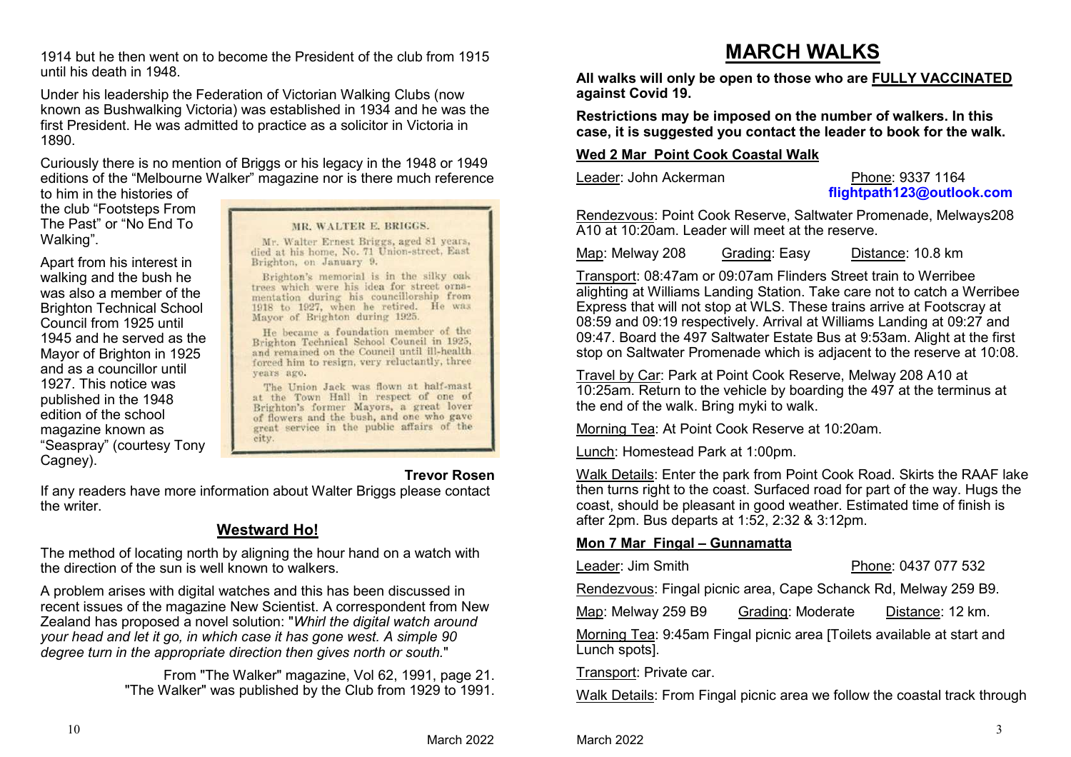1914 but he then went on to become the President of the club from 1915 until his death in 1948.

Under his leadership the Federation of Victorian Walking Clubs (now known as Bushwalking Victoria) was established in 1934 and he was the first President. He was admitted to practice as a solicitor in Victoria in 1890.

Curiously there is no mention of Briggs or his legacy in the 1948 or 1949 editions of the "Melbourne Walker" magazine nor is there much reference to him in the histories of the club "Footsteps From The Past" or "No End To Walking".

Apart from his interest in walking and the bush he was also a member of the Brighton Technical School Council from 1925 until 1945 and he served as the Mayor of Brighton in 1925 and as a councillor until 1927. This notice was published in the 1948 edition of the school magazine known as "Seaspray" (courtesy Tony Cagney).

**MR. WALTER E. BRIGGS.**

Mr. Walter Ernest Briggs, aged 81 years, died at his home, No. 71 Union-street, East Brighton, on January 9.

Brighton's memorial is in the silky oak trees which were his idea for street ornamentation during his councillorship from 1918 to 1927, when he retired. He was Mayor of Brighton during 1925.

He became a foundation member of the Brighton Technical School Council in 1925, and remained on the Council until ill-health forced him to resign, very reluctantly, three years ago.

The Union Jack was flown at half-mast at the Town Hall in respect of one of Brighton's former Mayors, a great lover of flowers and the bush, and one who gave great service in the public affairs of the city.

**Trevor Rosen**

If any readers have more information about Walter Briggs please contact the writer.

## Westward Ho!

The method of locating north by aligning the hour hand on a watch with the direction of the sun is well known to walkers.

A problem arises with digital watches and this has been discussed in recent issues of the magazine New Scientist. A correspondent from New Zealand has proposed a novel solution: "*Whirl the digital watch around your head and let it go, in which case it has gone west. A simple 90 degree turn in the appropriate direction then gives north or south.*"

From "The Walker" magazine, Vol 62, 1991, page 21.
"The Walker" was published by the Club from 1929 to 1991.

# MARCH WALKS

**All walks will only be open to those who are FULLY VACCINATED against Covid 19.**

**Restrictions may be imposed on the number of walkers. In this case, it is suggested you contact the leader to book for the walk.**

### Wed 2 Mar Point Cook Coastal Walk

Leader: John Ackerman Phone: 9337 1164 **flightpath123@outlook.com**

Rendezvous: Point Cook Reserve, Saltwater Promenade, Melways208 A10 at 10:20am. Leader will meet at the reserve.

Map: Melway 208 Grading: Easy Distance: 10.8 km

Transport: 08:47am or 09:07am Flinders Street train to Werribee alighting at Williams Landing Station. Take care not to catch a Werribee Express that will not stop at WLS. These trains arrive at Footscray at 08:59 and 09:19 respectively. Arrival at Williams Landing at 09:27 and 09:47. Board the 497 Saltwater Estate Bus at 9:53am. Alight at the first stop on Saltwater Promenade which is adjacent to the reserve at 10:08.

Travel by Car: Park at Point Cook Reserve, Melway 208 A10 at 10:25am. Return to the vehicle by boarding the 497 at the terminus at the end of the walk. Bring myki to walk.

Morning Tea: At Point Cook Reserve at 10:20am.

Lunch: Homestead Park at 1:00pm.

Walk Details: Enter the park from Point Cook Road. Skirts the RAAF lake then turns right to the coast. Surfaced road for part of the way. Hugs the coast, should be pleasant in good weather. Estimated time of finish is after 2pm. Bus departs at 1:52, 2:32 & 3:12pm.

### Mon 7 Mar Fingal – Gunnamatta

Leader: Jim Smith Phone: 0437 077 532

Rendezvous: Fingal picnic area, Cape Schanck Rd, Melway 259 B9.

Map: Melway 259 B9 Grading: Moderate Distance: 12 km.

Morning Tea: 9:45am Fingal picnic area [Toilets available at start and Lunch spots].

Transport: Private car.

Walk Details: From Fingal picnic area we follow the coastal track through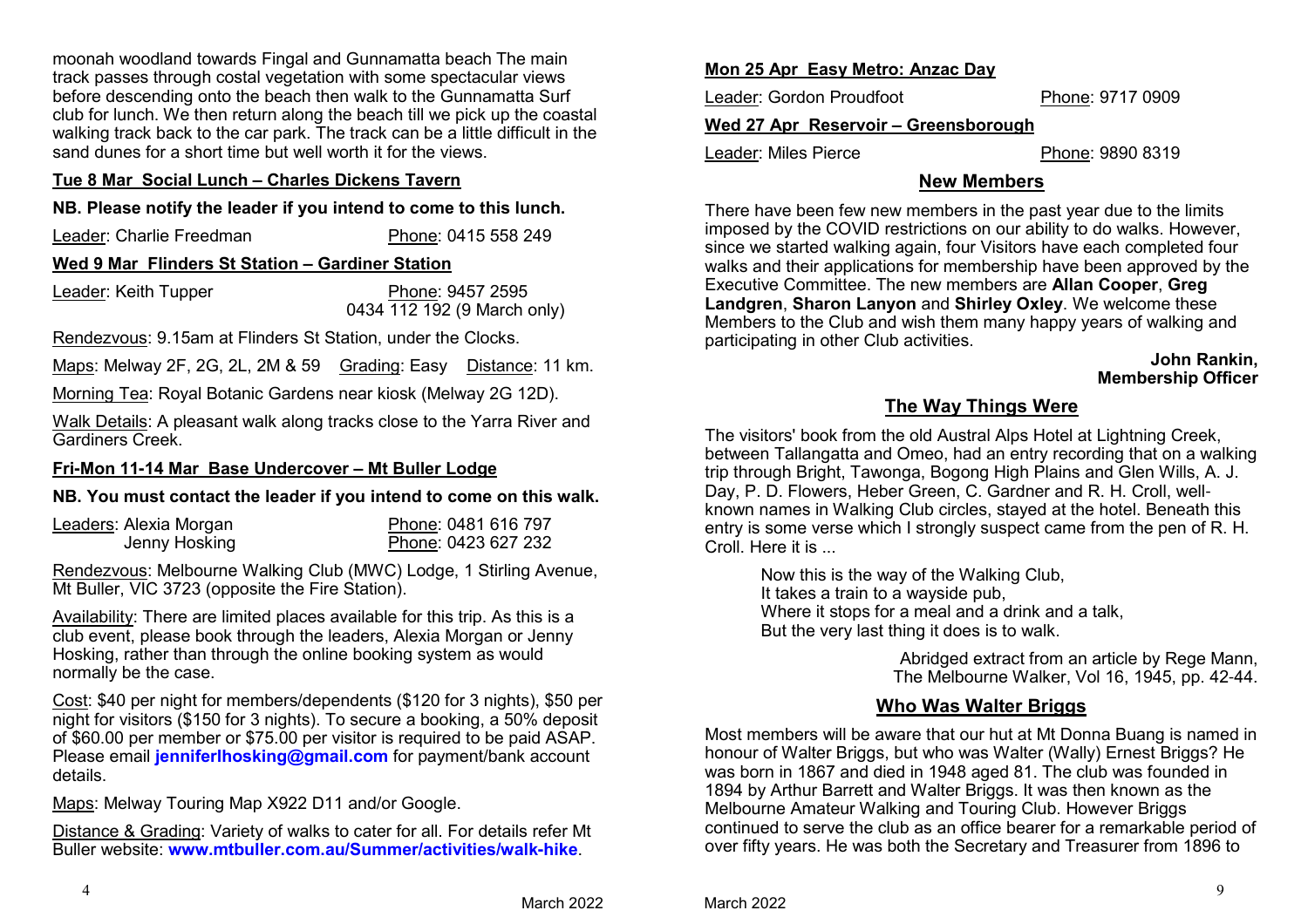moonah woodland towards Fingal and Gunnamatta beach The main track passes through costal vegetation with some spectacular views before descending onto the beach then walk to the Gunnamatta Surf club for lunch. We then return along the beach till we pick up the coastal walking track back to the car park. The track can be a little difficult in the sand dunes for a short time but well worth it for the views.

**Tue 8 Mar Social Lunch – Charles Dickens Tavern**

**NB. Please notify the leader if you intend to come to this lunch.**

Leader: Charlie Freedman — Phone: 0415 558 249

**Wed 9 Mar Flinders St Station – Gardiner Station**

Leader: Keith Tupper — Phone: 9457 2595, 0434 112 192 (9 March only)

Rendezvous: 9.15am at Flinders St Station, under the Clocks.

Maps: Melway 2F, 2G, 2L, 2M & 59 Grading: Easy Distance: 11 km.

Morning Tea: Royal Botanic Gardens near kiosk (Melway 2G 12D).

Walk Details: A pleasant walk along tracks close to the Yarra River and Gardiners Creek.

**Fri-Mon 11-14 Mar Base Undercover – Mt Buller Lodge**

**NB. You must contact the leader if you intend to come on this walk.**

Leaders: Alexia Morgan — Phone: 0481 616 797
Jenny Hosking — Phone: 0423 627 232

Rendezvous: Melbourne Walking Club (MWC) Lodge, 1 Stirling Avenue, Mt Buller, VIC 3723 (opposite the Fire Station).

Availability: There are limited places available for this trip. As this is a club event, please book through the leaders, Alexia Morgan or Jenny Hosking, rather than through the online booking system as would normally be the case.

Cost: $40 per night for members/dependents ($120 for 3 nights), $50 per night for visitors ($150 for 3 nights). To secure a booking, a 50% deposit of $60.00 per member or $75.00 per visitor is required to be paid ASAP. Please email **jenniferlhosking@gmail.com** for payment/bank account details.

Maps: Melway Touring Map X922 D11 and/or Google.

Distance & Grading: Variety of walks to cater for all. For details refer Mt Buller website: **www.mtbuller.com.au/Summer/activities/walk-hike**.

**Mon 25 Apr Easy Metro: Anzac Day**

Leader: Gordon Proudfoot — Phone: 9717 0909

**Wed 27 Apr Reservoir – Greensborough**

Leader: Miles Pierce — Phone: 9890 8319

## New Members

There have been few new members in the past year due to the limits imposed by the COVID restrictions on our ability to do walks. However, since we started walking again, four Visitors have each completed four walks and their applications for membership have been approved by the Executive Committee. The new members are **Allan Cooper**, **Greg Landgren**, **Sharon Lanyon** and **Shirley Oxley**. We welcome these Members to the Club and wish them many happy years of walking and participating in other Club activities.

**John Rankin,**
**Membership Officer**

## The Way Things Were

The visitors' book from the old Austral Alps Hotel at Lightning Creek, between Tallangatta and Omeo, had an entry recording that on a walking trip through Bright, Tawonga, Bogong High Plains and Glen Wills, A. J. Day, P. D. Flowers, Heber Green, C. Gardner and R. H. Croll, well-known names in Walking Club circles, stayed at the hotel. Beneath this entry is some verse which I strongly suspect came from the pen of R. H. Croll. Here it is ...

> Now this is the way of the Walking Club,
> It takes a train to a wayside pub,
> Where it stops for a meal and a drink and a talk,
> But the very last thing it does is to walk.

Abridged extract from an article by Rege Mann,
The Melbourne Walker, Vol 16, 1945, pp. 42-44.

## Who Was Walter Briggs

Most members will be aware that our hut at Mt Donna Buang is named in honour of Walter Briggs, but who was Walter (Wally) Ernest Briggs? He was born in 1867 and died in 1948 aged 81. The club was founded in 1894 by Arthur Barrett and Walter Briggs. It was then known as the Melbourne Amateur Walking and Touring Club. However Briggs continued to serve the club as an office bearer for a remarkable period of over fifty years. He was both the Secretary and Treasurer from 1896 to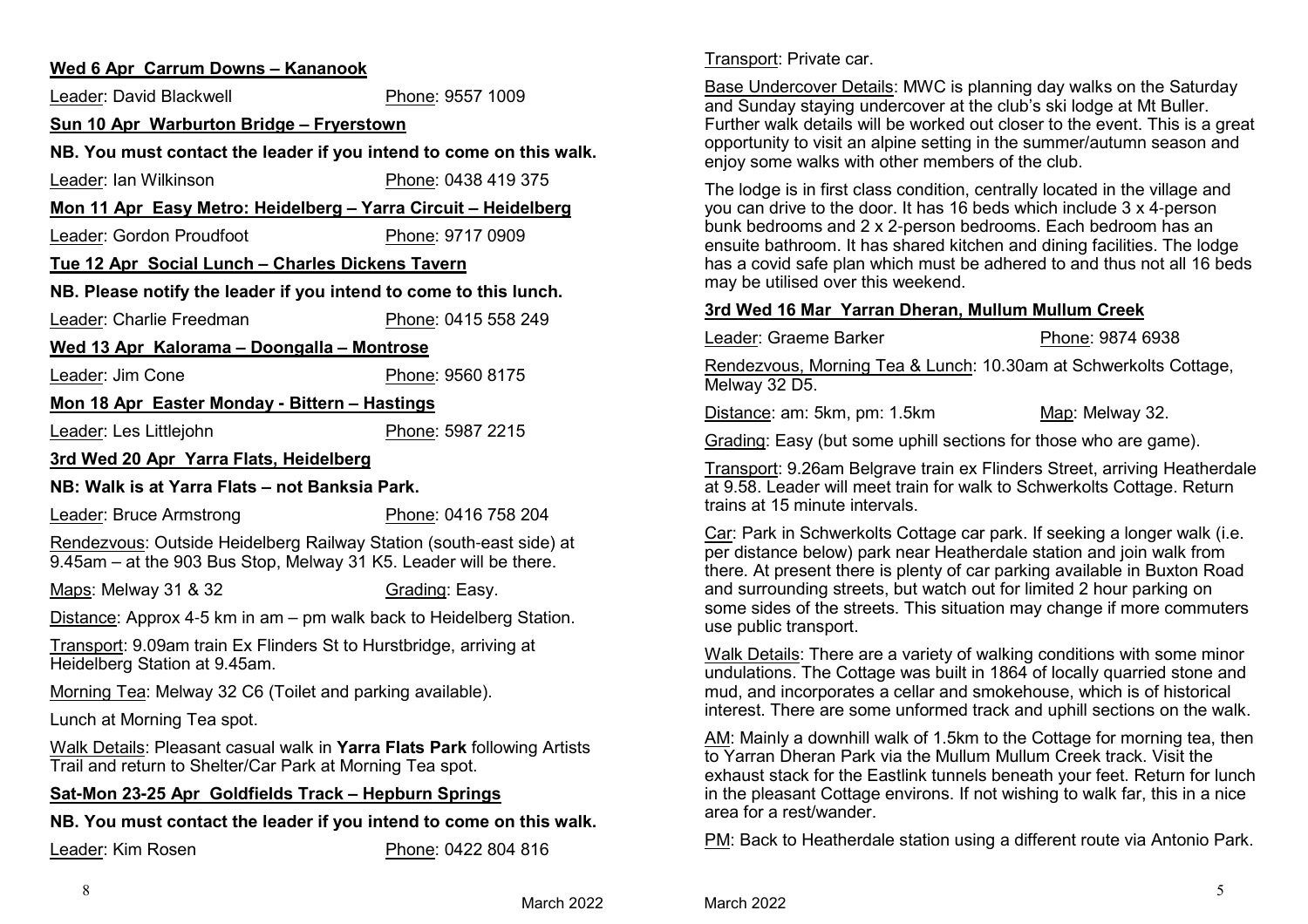**Wed 6 Apr  Carrum Downs – Kananook**

Leader: David Blackwell    Phone: 9557 1009

**Sun 10 Apr  Warburton Bridge – Fryerstown**

**NB. You must contact the leader if you intend to come on this walk.**

Leader: Ian Wilkinson    Phone: 0438 419 375

**Mon 11 Apr  Easy Metro: Heidelberg – Yarra Circuit – Heidelberg**

Leader: Gordon Proudfoot    Phone: 9717 0909

**Tue 12 Apr  Social Lunch – Charles Dickens Tavern**

**NB. Please notify the leader if you intend to come to this lunch.**

Leader: Charlie Freedman    Phone: 0415 558 249

**Wed 13 Apr  Kalorama – Doongalla – Montrose**

Leader: Jim Cone    Phone: 9560 8175

**Mon 18 Apr  Easter Monday - Bittern – Hastings**

Leader: Les Littlejohn    Phone: 5987 2215

**3rd Wed 20 Apr  Yarra Flats, Heidelberg**

**NB: Walk is at Yarra Flats – not Banksia Park.**

Leader: Bruce Armstrong    Phone: 0416 758 204

Rendezvous: Outside Heidelberg Railway Station (south-east side) at 9.45am – at the 903 Bus Stop, Melway 31 K5. Leader will be there.

Maps: Melway 31 & 32    Grading: Easy.

Distance: Approx 4-5 km in am – pm walk back to Heidelberg Station.

Transport: 9.09am train Ex Flinders St to Hurstbridge, arriving at Heidelberg Station at 9.45am.

Morning Tea: Melway 32 C6 (Toilet and parking available).

Lunch at Morning Tea spot.

Walk Details: Pleasant casual walk in **Yarra Flats Park** following Artists Trail and return to Shelter/Car Park at Morning Tea spot.

**Sat-Mon 23-25 Apr  Goldfields Track – Hepburn Springs**

**NB. You must contact the leader if you intend to come on this walk.**

Leader: Kim Rosen    Phone: 0422 804 816

Transport: Private car.

Base Undercover Details: MWC is planning day walks on the Saturday and Sunday staying undercover at the club's ski lodge at Mt Buller. Further walk details will be worked out closer to the event. This is a great opportunity to visit an alpine setting in the summer/autumn season and enjoy some walks with other members of the club.

The lodge is in first class condition, centrally located in the village and you can drive to the door. It has 16 beds which include 3 x 4-person bunk bedrooms and 2 x 2-person bedrooms. Each bedroom has an ensuite bathroom. It has shared kitchen and dining facilities. The lodge has a covid safe plan which must be adhered to and thus not all 16 beds may be utilised over this weekend.

**3rd Wed 16 Mar  Yarran Dheran, Mullum Mullum Creek**

Leader: Graeme Barker    Phone: 9874 6938

Rendezvous, Morning Tea & Lunch: 10.30am at Schwerkolts Cottage, Melway 32 D5.

Distance: am: 5km, pm: 1.5km    Map: Melway 32.

Grading: Easy (but some uphill sections for those who are game).

Transport: 9.26am Belgrave train ex Flinders Street, arriving Heatherdale at 9.58. Leader will meet train for walk to Schwerkolts Cottage. Return trains at 15 minute intervals.

Car: Park in Schwerkolts Cottage car park. If seeking a longer walk (i.e. per distance below) park near Heatherdale station and join walk from there. At present there is plenty of car parking available in Buxton Road and surrounding streets, but watch out for limited 2 hour parking on some sides of the streets. This situation may change if more commuters use public transport.

Walk Details: There are a variety of walking conditions with some minor undulations. The Cottage was built in 1864 of locally quarried stone and mud, and incorporates a cellar and smokehouse, which is of historical interest. There are some unformed track and uphill sections on the walk.

AM: Mainly a downhill walk of 1.5km to the Cottage for morning tea, then to Yarran Dheran Park via the Mullum Mullum Creek track. Visit the exhaust stack for the Eastlink tunnels beneath your feet. Return for lunch in the pleasant Cottage environs. If not wishing to walk far, this in a nice area for a rest/wander.

PM: Back to Heatherdale station using a different route via Antonio Park.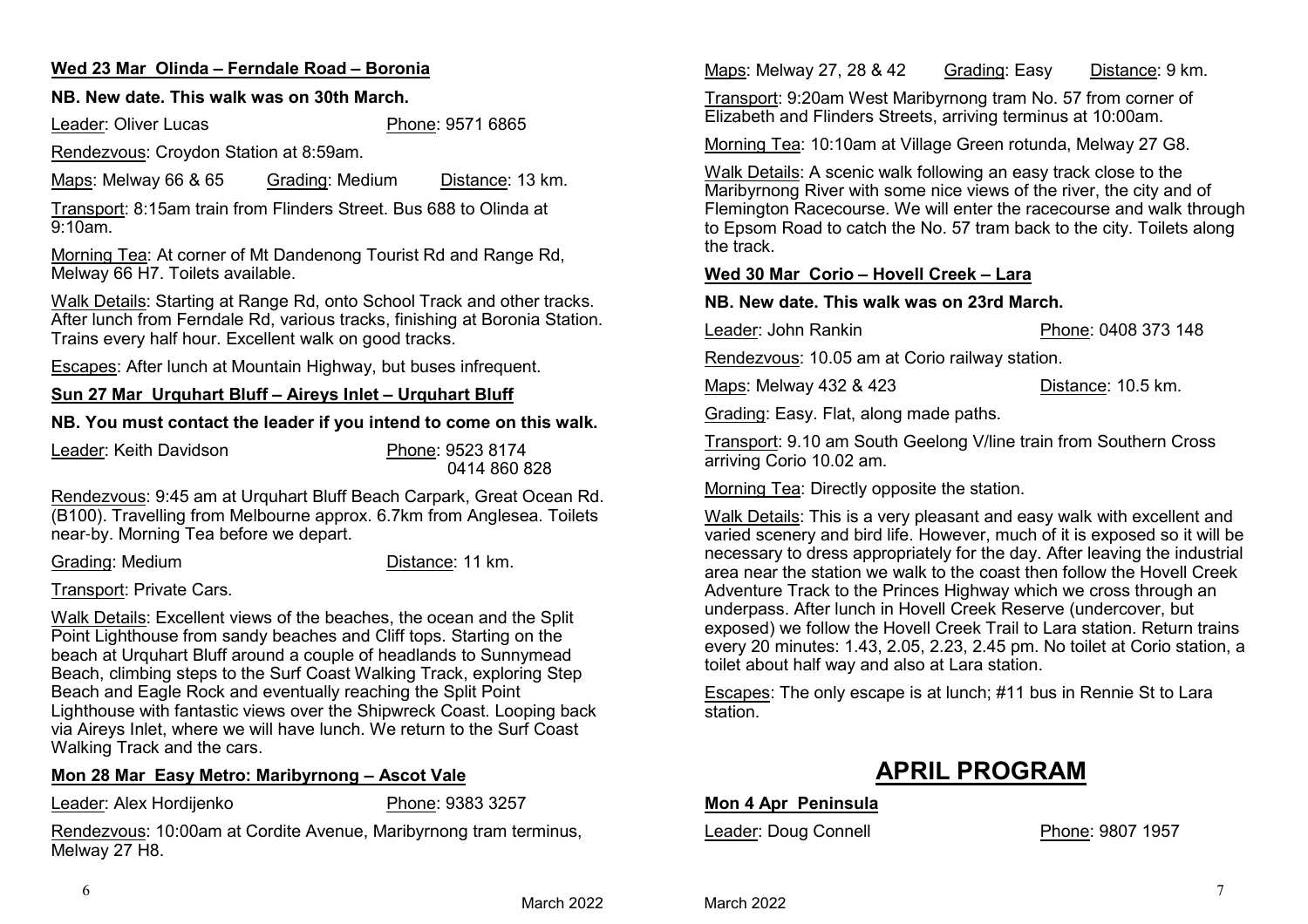**Wed 23 Mar Olinda – Ferndale Road – Boronia**

**NB. New date. This walk was on 30th March.**

Leader: Oliver Lucas Phone: 9571 6865

Rendezvous: Croydon Station at 8:59am.

Maps: Melway 66 & 65 Grading: Medium Distance: 13 km.

Transport: 8:15am train from Flinders Street. Bus 688 to Olinda at 9:10am.

Morning Tea: At corner of Mt Dandenong Tourist Rd and Range Rd, Melway 66 H7. Toilets available.

Walk Details: Starting at Range Rd, onto School Track and other tracks. After lunch from Ferndale Rd, various tracks, finishing at Boronia Station. Trains every half hour. Excellent walk on good tracks.

Escapes: After lunch at Mountain Highway, but buses infrequent.

**Sun 27 Mar Urquhart Bluff – Aireys Inlet – Urquhart Bluff**

**NB. You must contact the leader if you intend to come on this walk.**

Leader: Keith Davidson Phone: 9523 8174
0414 860 828

Rendezvous: 9:45 am at Urquhart Bluff Beach Carpark, Great Ocean Rd. (B100). Travelling from Melbourne approx. 6.7km from Anglesea. Toilets near-by. Morning Tea before we depart.

Grading: Medium Distance: 11 km.

Transport: Private Cars.

Walk Details: Excellent views of the beaches, the ocean and the Split Point Lighthouse from sandy beaches and Cliff tops. Starting on the beach at Urquhart Bluff around a couple of headlands to Sunnymead Beach, climbing steps to the Surf Coast Walking Track, exploring Step Beach and Eagle Rock and eventually reaching the Split Point Lighthouse with fantastic views over the Shipwreck Coast. Looping back via Aireys Inlet, where we will have lunch. We return to the Surf Coast Walking Track and the cars.

**Mon 28 Mar Easy Metro: Maribyrnong – Ascot Vale**

Leader: Alex Hordijenko Phone: 9383 3257

Rendezvous: 10:00am at Cordite Avenue, Maribyrnong tram terminus, Melway 27 H8.

Maps: Melway 27, 28 & 42 Grading: Easy Distance: 9 km.

Transport: 9:20am West Maribyrnong tram No. 57 from corner of Elizabeth and Flinders Streets, arriving terminus at 10:00am.

Morning Tea: 10:10am at Village Green rotunda, Melway 27 G8.

Walk Details: A scenic walk following an easy track close to the Maribyrnong River with some nice views of the river, the city and of Flemington Racecourse. We will enter the racecourse and walk through to Epsom Road to catch the No. 57 tram back to the city. Toilets along the track.

**Wed 30 Mar Corio – Hovell Creek – Lara**

**NB. New date. This walk was on 23rd March.**

Leader: John Rankin Phone: 0408 373 148

Rendezvous: 10.05 am at Corio railway station.

Maps: Melway 432 & 423 Distance: 10.5 km.

Grading: Easy. Flat, along made paths.

Transport: 9.10 am South Geelong V/line train from Southern Cross arriving Corio 10.02 am.

Morning Tea: Directly opposite the station.

Walk Details: This is a very pleasant and easy walk with excellent and varied scenery and bird life. However, much of it is exposed so it will be necessary to dress appropriately for the day. After leaving the industrial area near the station we walk to the coast then follow the Hovell Creek Adventure Track to the Princes Highway which we cross through an underpass. After lunch in Hovell Creek Reserve (undercover, but exposed) we follow the Hovell Creek Trail to Lara station. Return trains every 20 minutes: 1.43, 2.05, 2.23, 2.45 pm. No toilet at Corio station, a toilet about half way and also at Lara station.

Escapes: The only escape is at lunch; #11 bus in Rennie St to Lara station.

# APRIL PROGRAM

**Mon 4 Apr Peninsula**

Leader: Doug Connell Phone: 9807 1957